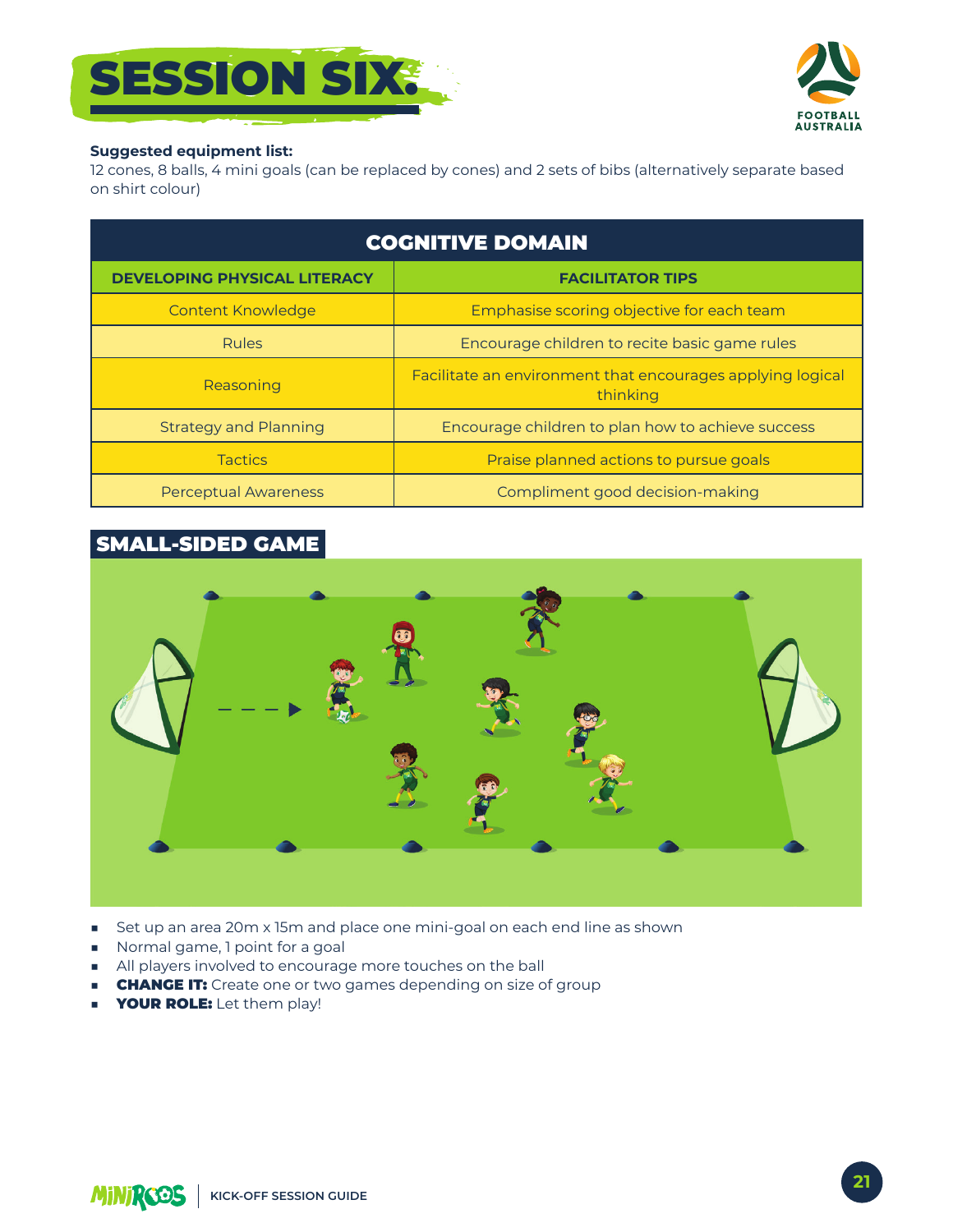# SESSION SIX.

**Suggested equipment list:**
12 cones, 8 balls, 4 mini goals (can be replaced by cones) and 2 sets of bibs (alternatively separate based on shirt colour)

| COGNITIVE DOMAIN | |
|---|---|
| **DEVELOPING PHYSICAL LITERACY** | **FACILITATOR TIPS** |
| Content Knowledge | Emphasise scoring objective for each team |
| Rules | Encourage children to recite basic game rules |
| Reasoning | Facilitate an environment that encourages applying logical thinking |
| Strategy and Planning | Encourage children to plan how to achieve success |
| Tactics | Praise planned actions to pursue goals |
| Perceptual Awareness | Compliment good decision-making |

## SMALL-SIDED GAME

- Set up an area 20m x 15m and place one mini-goal on each end line as shown
- Normal game, 1 point for a goal
- All players involved to encourage more touches on the ball
- **CHANGE IT:** Create one or two games depending on size of group
- **YOUR ROLE:** Let them play!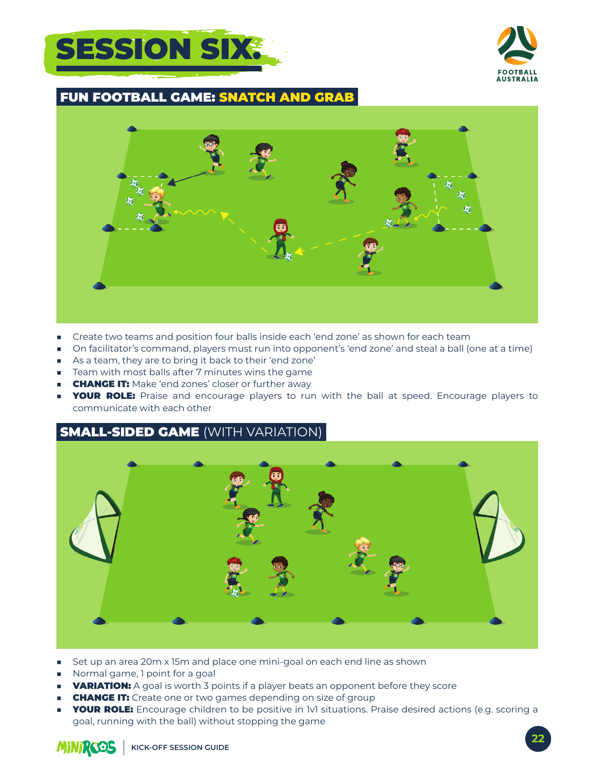# SESSION SIX.

## FUN FOOTBALL GAME: SNATCH AND GRAB

- Create two teams and position four balls inside each 'end zone' as shown for each team
- On facilitator's command, players must run into opponent's 'end zone' and steal a ball (one at a time)
- As a team, they are to bring it back to their 'end zone'
- Team with most balls after 7 minutes wins the game
- **CHANGE IT:** Make 'end zones' closer or further away
- **YOUR ROLE:** Praise and encourage players to run with the ball at speed. Encourage players to communicate with each other

## SMALL-SIDED GAME (WITH VARIATION)

- Set up an area 20m x 15m and place one mini-goal on each end line as shown
- Normal game, 1 point for a goal
- **VARIATION:** A goal is worth 3 points if a player beats an opponent before they score
- **CHANGE IT:** Create one or two games depending on size of group
- **YOUR ROLE:** Encourage children to be positive in 1v1 situations. Praise desired actions (e.g. scoring a goal, running with the ball) without stopping the game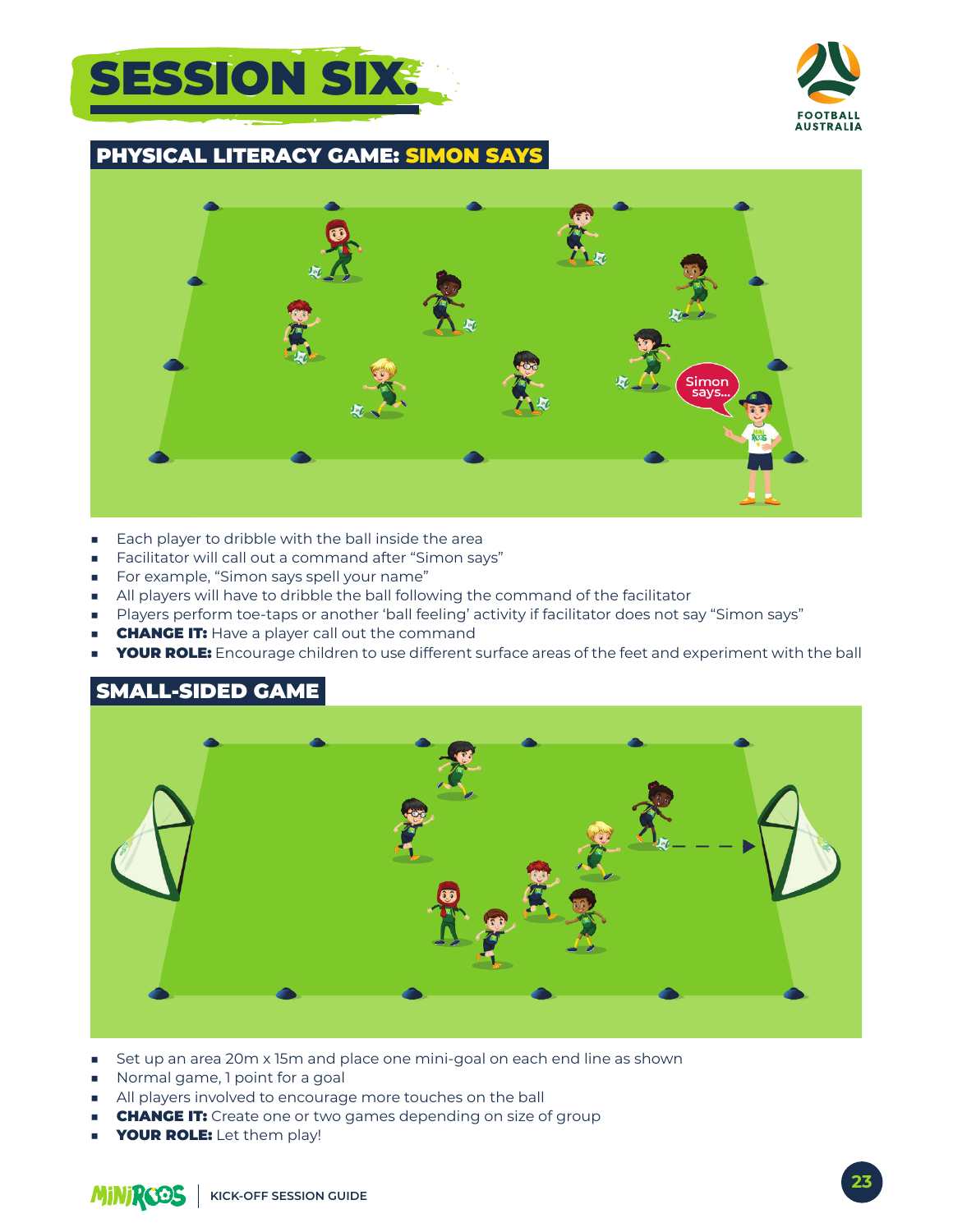# SESSION SIX.

## PHYSICAL LITERACY GAME: SIMON SAYS

- Each player to dribble with the ball inside the area
- Facilitator will call out a command after “Simon says”
- For example, “Simon says spell your name”
- All players will have to dribble the ball following the command of the facilitator
- Players perform toe-taps or another ‘ball feeling’ activity if facilitator does not say “Simon says”
- **CHANGE IT:** Have a player call out the command
- **YOUR ROLE:** Encourage children to use different surface areas of the feet and experiment with the ball

## SMALL-SIDED GAME

- Set up an area 20m x 15m and place one mini-goal on each end line as shown
- Normal game, 1 point for a goal
- All players involved to encourage more touches on the ball
- **CHANGE IT:** Create one or two games depending on size of group
- **YOUR ROLE:** Let them play!